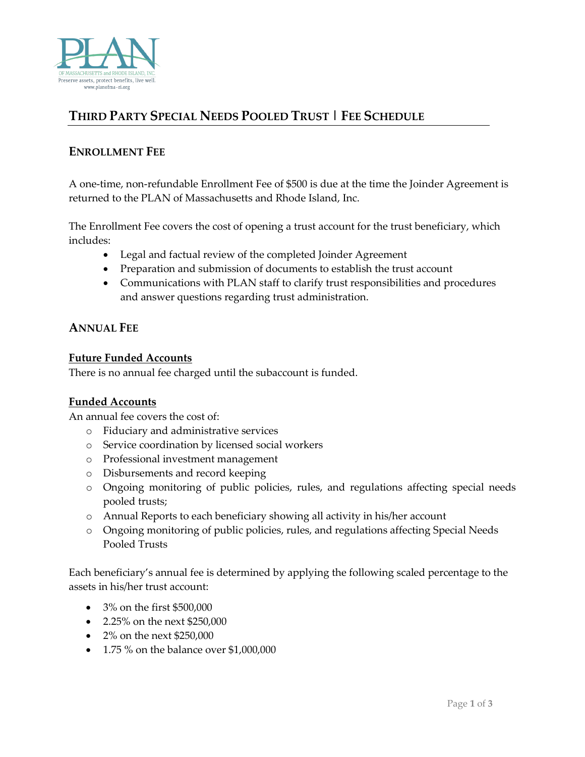PLAN

OF MASSACHUSETTS and RHODE ISLAND, INC.

Preserve assets, protect benefits, live well.

www.planofma-ri.org

# THIRD PARTY SPECIAL NEEDS POOLED TRUST | FEE SCHEDULE

## ENROLLMENT FEE

A one-time, non-refundable Enrollment Fee of $500 is due at the time the Joinder Agreement is returned to the PLAN of Massachusetts and Rhode Island, Inc.

The Enrollment Fee covers the cost of opening a trust account for the trust beneficiary, which includes:

- Legal and factual review of the completed Joinder Agreement
- Preparation and submission of documents to establish the trust account
- Communications with PLAN staff to clarify trust responsibilities and procedures and answer questions regarding trust administration.

## ANNUAL FEE

**Future Funded Accounts**

There is no annual fee charged until the subaccount is funded.

**Funded Accounts**

An annual fee covers the cost of:

- Fiduciary and administrative services
- Service coordination by licensed social workers
- Professional investment management
- Disbursements and record keeping
- Ongoing monitoring of public policies, rules, and regulations affecting special needs pooled trusts;
- Annual Reports to each beneficiary showing all activity in his/her account
- Ongoing monitoring of public policies, rules, and regulations affecting Special Needs Pooled Trusts

Each beneficiary's annual fee is determined by applying the following scaled percentage to the assets in his/her trust account:

- 3% on the first $500,000
- 2.25% on the next $250,000
- 2% on the next $250,000
- 1.75 % on the balance over $1,000,000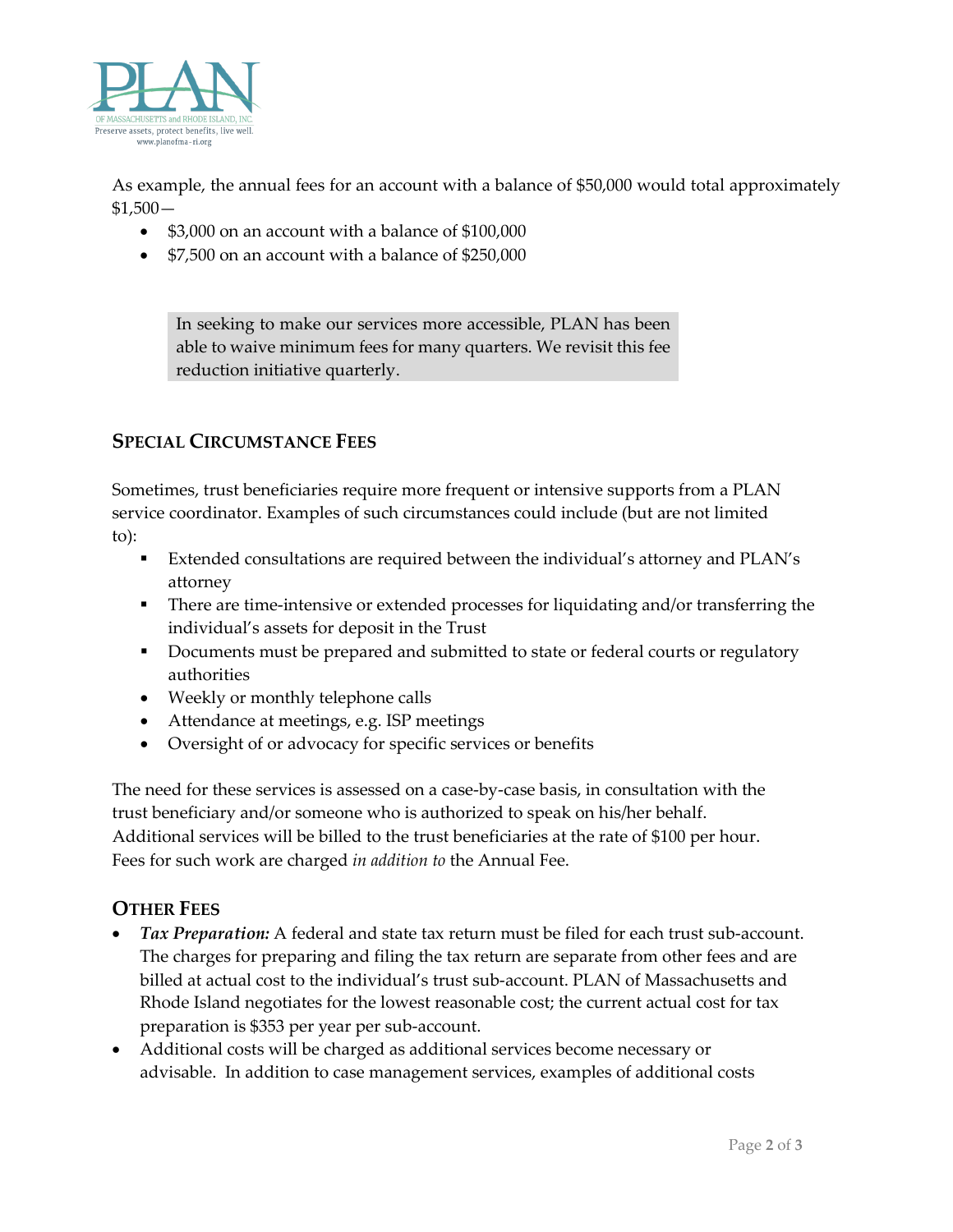As example, the annual fees for an account with a balance of $50,000 would total approximately $1,500—

- $3,000 on an account with a balance of $100,000
- $7,500 on an account with a balance of $250,000

> In seeking to make our services more accessible, PLAN has been able to waive minimum fees for many quarters. We revisit this fee reduction initiative quarterly.

## SPECIAL CIRCUMSTANCE FEES

Sometimes, trust beneficiaries require more frequent or intensive supports from a PLAN service coordinator. Examples of such circumstances could include (but are not limited to):

- Extended consultations are required between the individual's attorney and PLAN's attorney
- There are time-intensive or extended processes for liquidating and/or transferring the individual's assets for deposit in the Trust
- Documents must be prepared and submitted to state or federal courts or regulatory authorities
- Weekly or monthly telephone calls
- Attendance at meetings, e.g. ISP meetings
- Oversight of or advocacy for specific services or benefits

The need for these services is assessed on a case-by-case basis, in consultation with the trust beneficiary and/or someone who is authorized to speak on his/her behalf. Additional services will be billed to the trust beneficiaries at the rate of $100 per hour. Fees for such work are charged *in addition to* the Annual Fee.

## OTHER FEES

- ***Tax Preparation:*** A federal and state tax return must be filed for each trust sub-account. The charges for preparing and filing the tax return are separate from other fees and are billed at actual cost to the individual's trust sub-account. PLAN of Massachusetts and Rhode Island negotiates for the lowest reasonable cost; the current actual cost for tax preparation is $353 per year per sub-account.
- Additional costs will be charged as additional services become necessary or advisable. In addition to case management services, examples of additional costs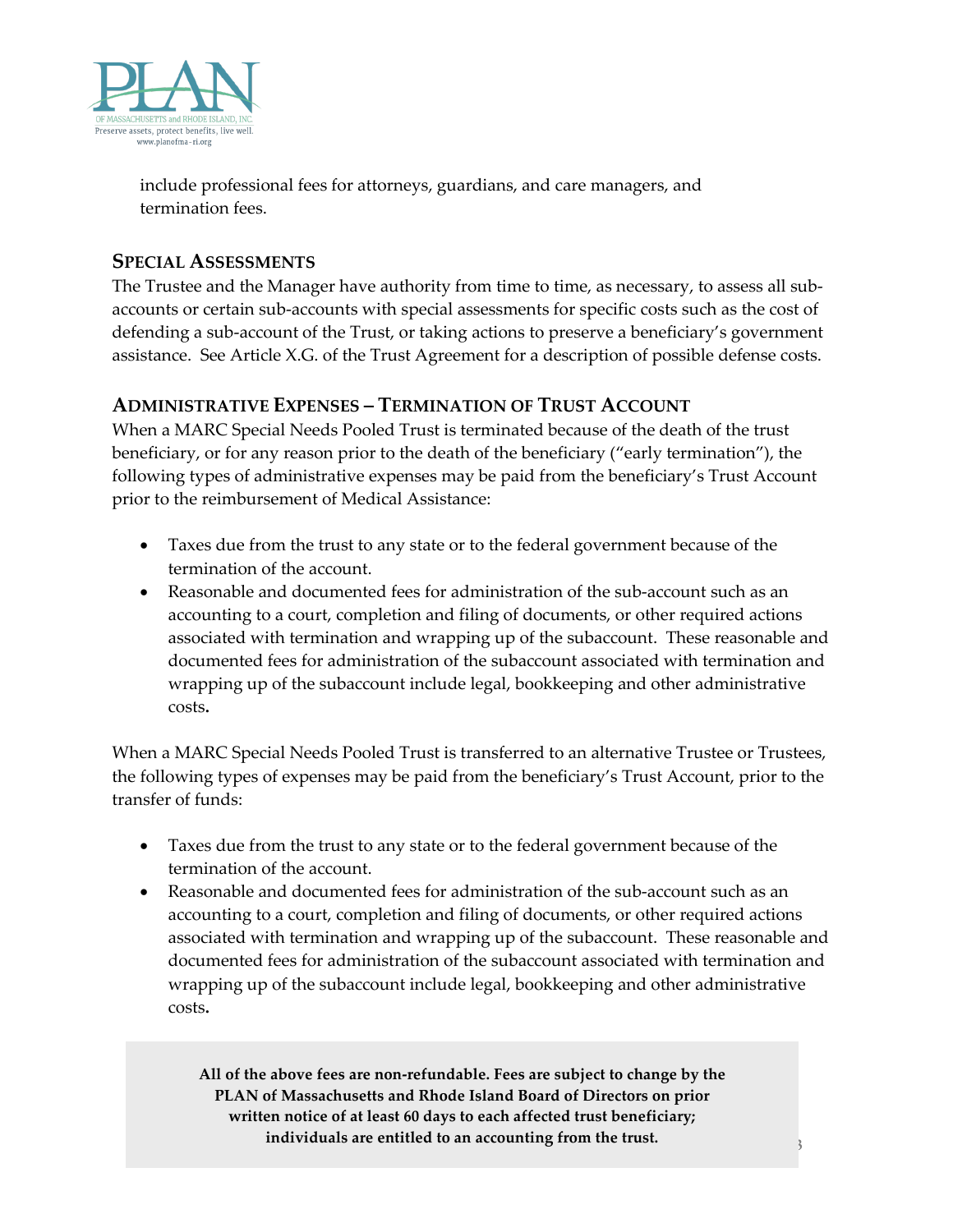include professional fees for attorneys, guardians, and care managers, and termination fees.

## SPECIAL ASSESSMENTS

The Trustee and the Manager have authority from time to time, as necessary, to assess all sub-accounts or certain sub-accounts with special assessments for specific costs such as the cost of defending a sub-account of the Trust, or taking actions to preserve a beneficiary's government assistance. See Article X.G. of the Trust Agreement for a description of possible defense costs.

## ADMINISTRATIVE EXPENSES – TERMINATION OF TRUST ACCOUNT

When a MARC Special Needs Pooled Trust is terminated because of the death of the trust beneficiary, or for any reason prior to the death of the beneficiary ("early termination"), the following types of administrative expenses may be paid from the beneficiary's Trust Account prior to the reimbursement of Medical Assistance:

- Taxes due from the trust to any state or to the federal government because of the termination of the account.
- Reasonable and documented fees for administration of the sub-account such as an accounting to a court, completion and filing of documents, or other required actions associated with termination and wrapping up of the subaccount. These reasonable and documented fees for administration of the subaccount associated with termination and wrapping up of the subaccount include legal, bookkeeping and other administrative costs.

When a MARC Special Needs Pooled Trust is transferred to an alternative Trustee or Trustees, the following types of expenses may be paid from the beneficiary's Trust Account, prior to the transfer of funds:

- Taxes due from the trust to any state or to the federal government because of the termination of the account.
- Reasonable and documented fees for administration of the sub-account such as an accounting to a court, completion and filing of documents, or other required actions associated with termination and wrapping up of the subaccount. These reasonable and documented fees for administration of the subaccount associated with termination and wrapping up of the subaccount include legal, bookkeeping and other administrative costs.

**All of the above fees are non-refundable. Fees are subject to change by the PLAN of Massachusetts and Rhode Island Board of Directors on prior written notice of at least 60 days to each affected trust beneficiary; individuals are entitled to an accounting from the trust.**